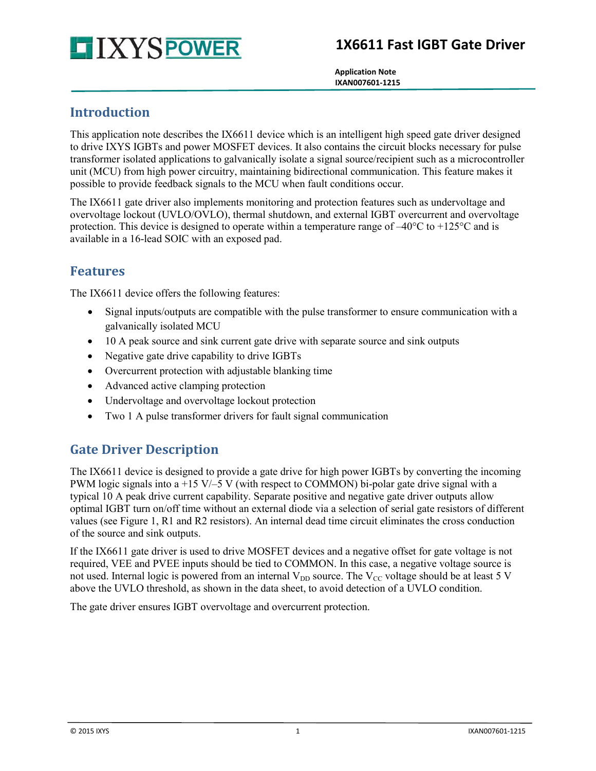# 1X6611 Fast IGBT Gate Driver

**Application Note**
**IXAN007601-1215**

## Introduction

This application note describes the IX6611 device which is an intelligent high speed gate driver designed to drive IXYS IGBTs and power MOSFET devices. It also contains the circuit blocks necessary for pulse transformer isolated applications to galvanically isolate a signal source/recipient such as a microcontroller unit (MCU) from high power circuitry, maintaining bidirectional communication. This feature makes it possible to provide feedback signals to the MCU when fault conditions occur.

The IX6611 gate driver also implements monitoring and protection features such as undervoltage and overvoltage lockout (UVLO/OVLO), thermal shutdown, and external IGBT overcurrent and overvoltage protection. This device is designed to operate within a temperature range of –40°C to +125°C and is available in a 16-lead SOIC with an exposed pad.

## Features

The IX6611 device offers the following features:

- Signal inputs/outputs are compatible with the pulse transformer to ensure communication with a galvanically isolated MCU
- 10 A peak source and sink current gate drive with separate source and sink outputs
- Negative gate drive capability to drive IGBTs
- Overcurrent protection with adjustable blanking time
- Advanced active clamping protection
- Undervoltage and overvoltage lockout protection
- Two 1 A pulse transformer drivers for fault signal communication

## Gate Driver Description

The IX6611 device is designed to provide a gate drive for high power IGBTs by converting the incoming PWM logic signals into a +15 V/–5 V (with respect to COMMON) bi-polar gate drive signal with a typical 10 A peak drive current capability. Separate positive and negative gate driver outputs allow optimal IGBT turn on/off time without an external diode via a selection of serial gate resistors of different values (see Figure 1, R1 and R2 resistors). An internal dead time circuit eliminates the cross conduction of the source and sink outputs.

If the IX6611 gate driver is used to drive MOSFET devices and a negative offset for gate voltage is not required, VEE and PVEE inputs should be tied to COMMON. In this case, a negative voltage source is not used. Internal logic is powered from an internal $V_{DD}$ source. The $V_{CC}$ voltage should be at least 5 V above the UVLO threshold, as shown in the data sheet, to avoid detection of a UVLO condition.

The gate driver ensures IGBT overvoltage and overcurrent protection.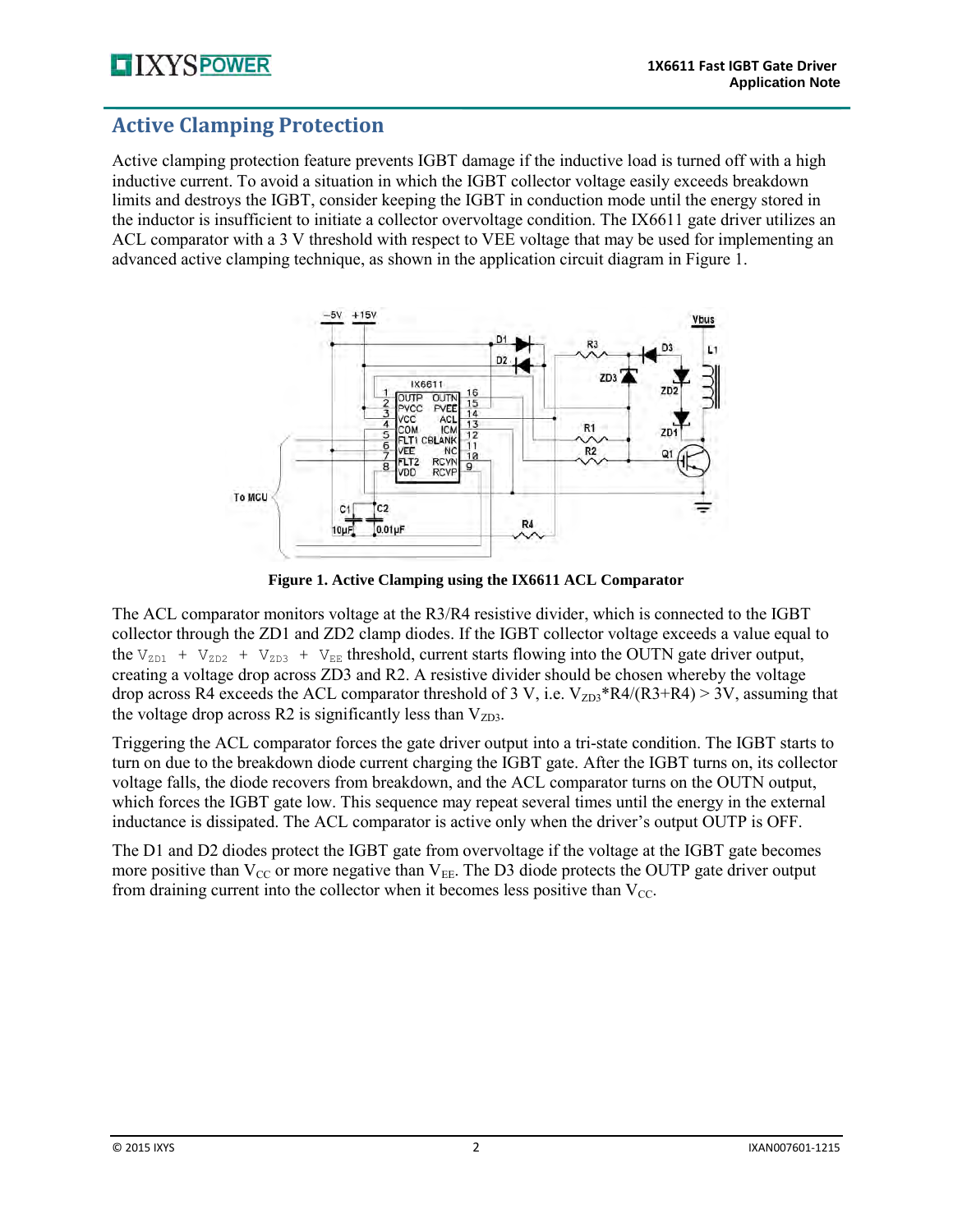## Active Clamping Protection

Active clamping protection feature prevents IGBT damage if the inductive load is turned off with a high inductive current. To avoid a situation in which the IGBT collector voltage easily exceeds breakdown limits and destroys the IGBT, consider keeping the IGBT in conduction mode until the energy stored in the inductor is insufficient to initiate a collector overvoltage condition. The IX6611 gate driver utilizes an ACL comparator with a 3 V threshold with respect to VEE voltage that may be used for implementing an advanced active clamping technique, as shown in the application circuit diagram in Figure 1.

**Figure 1. Active Clamping using the IX6611 ACL Comparator**

The ACL comparator monitors voltage at the R3/R4 resistive divider, which is connected to the IGBT collector through the ZD1 and ZD2 clamp diodes. If the IGBT collector voltage exceeds a value equal to the $V_{ZD1} + V_{ZD2} + V_{ZD3} + V_{EE}$ threshold, current starts flowing into the OUTN gate driver output, creating a voltage drop across ZD3 and R2. A resistive divider should be chosen whereby the voltage drop across R4 exceeds the ACL comparator threshold of 3 V, i.e. $V_{ZD3}*R4/(R3+R4) > 3V$, assuming that the voltage drop across R2 is significantly less than $V_{ZD3}$.

Triggering the ACL comparator forces the gate driver output into a tri-state condition. The IGBT starts to turn on due to the breakdown diode current charging the IGBT gate. After the IGBT turns on, its collector voltage falls, the diode recovers from breakdown, and the ACL comparator turns on the OUTN output, which forces the IGBT gate low. This sequence may repeat several times until the energy in the external inductance is dissipated. The ACL comparator is active only when the driver's output OUTP is OFF.

The D1 and D2 diodes protect the IGBT gate from overvoltage if the voltage at the IGBT gate becomes more positive than $V_{CC}$ or more negative than $V_{EE}$. The D3 diode protects the OUTP gate driver output from draining current into the collector when it becomes less positive than $V_{CC}$.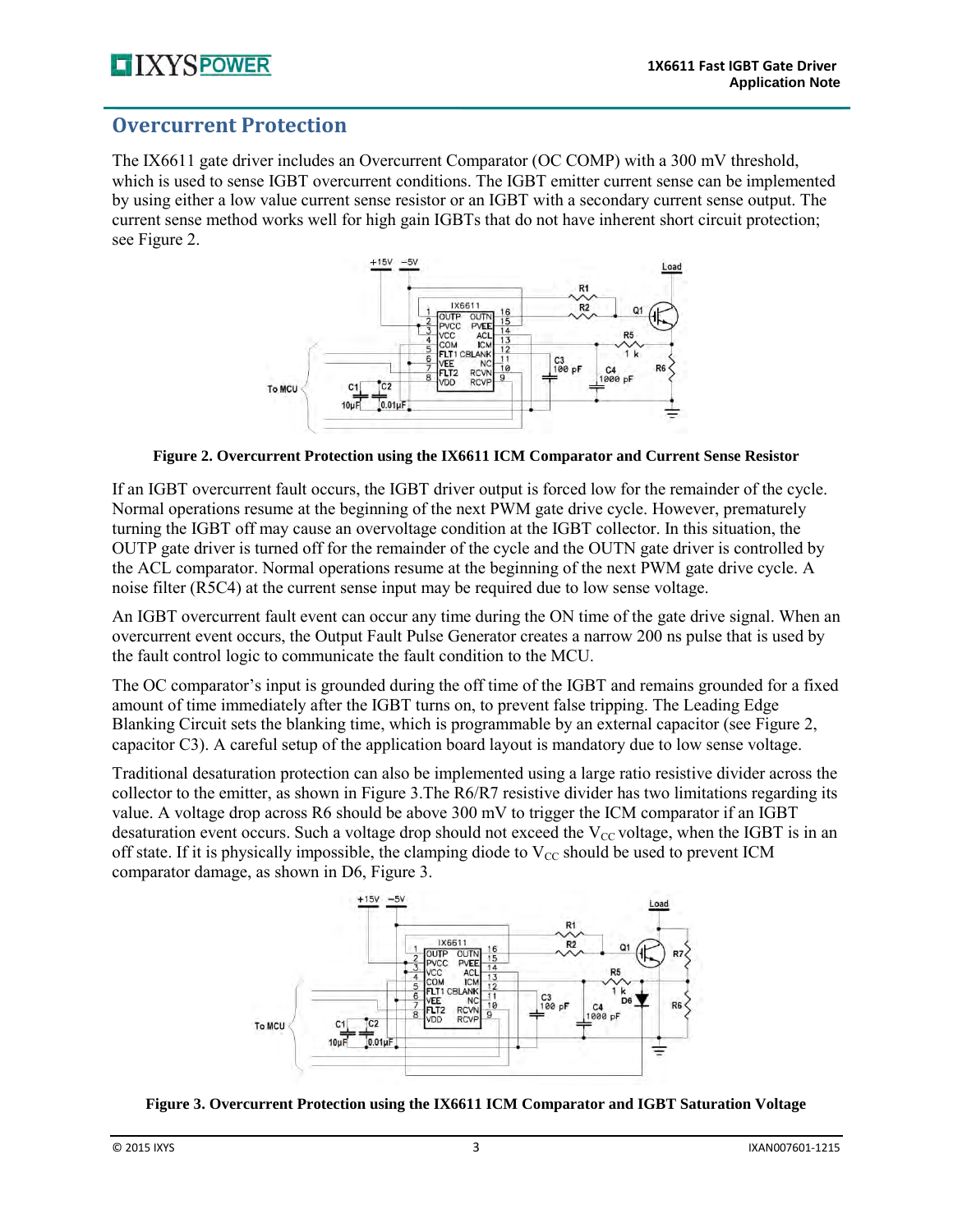## Overcurrent Protection

The IX6611 gate driver includes an Overcurrent Comparator (OC COMP) with a 300 mV threshold, which is used to sense IGBT overcurrent conditions. The IGBT emitter current sense can be implemented by using either a low value current sense resistor or an IGBT with a secondary current sense output. The current sense method works well for high gain IGBTs that do not have inherent short circuit protection; see Figure 2.

**Figure 2. Overcurrent Protection using the IX6611 ICM Comparator and Current Sense Resistor**

If an IGBT overcurrent fault occurs, the IGBT driver output is forced low for the remainder of the cycle. Normal operations resume at the beginning of the next PWM gate drive cycle. However, prematurely turning the IGBT off may cause an overvoltage condition at the IGBT collector. In this situation, the OUTP gate driver is turned off for the remainder of the cycle and the OUTN gate driver is controlled by the ACL comparator. Normal operations resume at the beginning of the next PWM gate drive cycle. A noise filter (R5C4) at the current sense input may be required due to low sense voltage.

An IGBT overcurrent fault event can occur any time during the ON time of the gate drive signal. When an overcurrent event occurs, the Output Fault Pulse Generator creates a narrow 200 ns pulse that is used by the fault control logic to communicate the fault condition to the MCU.

The OC comparator's input is grounded during the off time of the IGBT and remains grounded for a fixed amount of time immediately after the IGBT turns on, to prevent false tripping. The Leading Edge Blanking Circuit sets the blanking time, which is programmable by an external capacitor (see Figure 2, capacitor C3). A careful setup of the application board layout is mandatory due to low sense voltage.

Traditional desaturation protection can also be implemented using a large ratio resistive divider across the collector to the emitter, as shown in Figure 3.The R6/R7 resistive divider has two limitations regarding its value. A voltage drop across R6 should be above 300 mV to trigger the ICM comparator if an IGBT desaturation event occurs. Such a voltage drop should not exceed the $V_{CC}$ voltage, when the IGBT is in an off state. If it is physically impossible, the clamping diode to $V_{CC}$ should be used to prevent ICM comparator damage, as shown in D6, Figure 3.

**Figure 3. Overcurrent Protection using the IX6611 ICM Comparator and IGBT Saturation Voltage**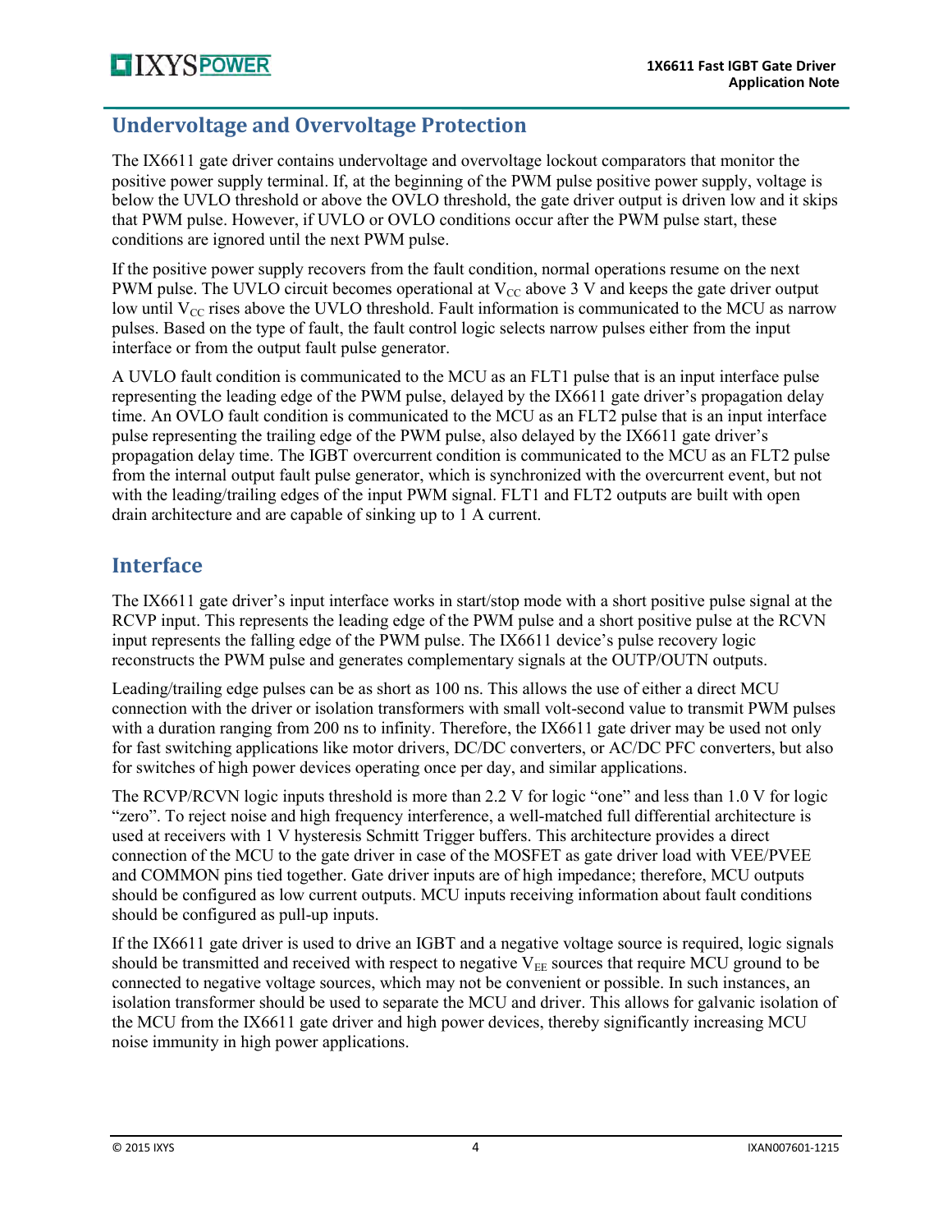## Undervoltage and Overvoltage Protection

The IX6611 gate driver contains undervoltage and overvoltage lockout comparators that monitor the positive power supply terminal. If, at the beginning of the PWM pulse positive power supply, voltage is below the UVLO threshold or above the OVLO threshold, the gate driver output is driven low and it skips that PWM pulse. However, if UVLO or OVLO conditions occur after the PWM pulse start, these conditions are ignored until the next PWM pulse.

If the positive power supply recovers from the fault condition, normal operations resume on the next PWM pulse. The UVLO circuit becomes operational at $V_{CC}$ above 3 V and keeps the gate driver output low until $V_{CC}$ rises above the UVLO threshold. Fault information is communicated to the MCU as narrow pulses. Based on the type of fault, the fault control logic selects narrow pulses either from the input interface or from the output fault pulse generator.

A UVLO fault condition is communicated to the MCU as an FLT1 pulse that is an input interface pulse representing the leading edge of the PWM pulse, delayed by the IX6611 gate driver's propagation delay time. An OVLO fault condition is communicated to the MCU as an FLT2 pulse that is an input interface pulse representing the trailing edge of the PWM pulse, also delayed by the IX6611 gate driver's propagation delay time. The IGBT overcurrent condition is communicated to the MCU as an FLT2 pulse from the internal output fault pulse generator, which is synchronized with the overcurrent event, but not with the leading/trailing edges of the input PWM signal. FLT1 and FLT2 outputs are built with open drain architecture and are capable of sinking up to 1 A current.

## Interface

The IX6611 gate driver's input interface works in start/stop mode with a short positive pulse signal at the RCVP input. This represents the leading edge of the PWM pulse and a short positive pulse at the RCVN input represents the falling edge of the PWM pulse. The IX6611 device's pulse recovery logic reconstructs the PWM pulse and generates complementary signals at the OUTP/OUTN outputs.

Leading/trailing edge pulses can be as short as 100 ns. This allows the use of either a direct MCU connection with the driver or isolation transformers with small volt-second value to transmit PWM pulses with a duration ranging from 200 ns to infinity. Therefore, the IX6611 gate driver may be used not only for fast switching applications like motor drivers, DC/DC converters, or AC/DC PFC converters, but also for switches of high power devices operating once per day, and similar applications.

The RCVP/RCVN logic inputs threshold is more than 2.2 V for logic "one" and less than 1.0 V for logic "zero". To reject noise and high frequency interference, a well-matched full differential architecture is used at receivers with 1 V hysteresis Schmitt Trigger buffers. This architecture provides a direct connection of the MCU to the gate driver in case of the MOSFET as gate driver load with VEE/PVEE and COMMON pins tied together. Gate driver inputs are of high impedance; therefore, MCU outputs should be configured as low current outputs. MCU inputs receiving information about fault conditions should be configured as pull-up inputs.

If the IX6611 gate driver is used to drive an IGBT and a negative voltage source is required, logic signals should be transmitted and received with respect to negative $V_{EE}$ sources that require MCU ground to be connected to negative voltage sources, which may not be convenient or possible. In such instances, an isolation transformer should be used to separate the MCU and driver. This allows for galvanic isolation of the MCU from the IX6611 gate driver and high power devices, thereby significantly increasing MCU noise immunity in high power applications.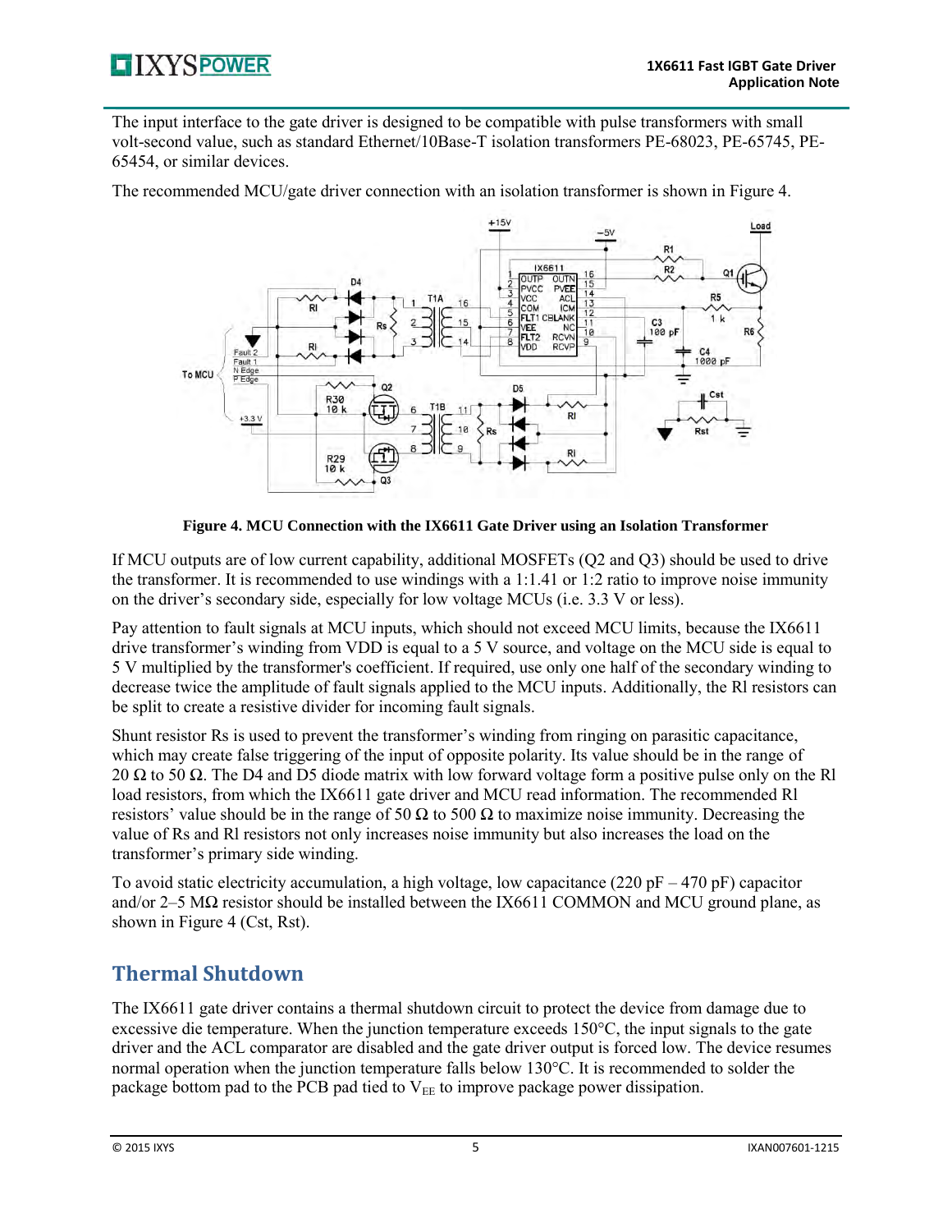The input interface to the gate driver is designed to be compatible with pulse transformers with small volt-second value, such as standard Ethernet/10Base-T isolation transformers PE-68023, PE-65745, PE-65454, or similar devices.

The recommended MCU/gate driver connection with an isolation transformer is shown in Figure 4.

**Figure 4. MCU Connection with the IX6611 Gate Driver using an Isolation Transformer**

If MCU outputs are of low current capability, additional MOSFETs (Q2 and Q3) should be used to drive the transformer. It is recommended to use windings with a 1:1.41 or 1:2 ratio to improve noise immunity on the driver's secondary side, especially for low voltage MCUs (i.e. 3.3 V or less).

Pay attention to fault signals at MCU inputs, which should not exceed MCU limits, because the IX6611 drive transformer's winding from VDD is equal to a 5 V source, and voltage on the MCU side is equal to 5 V multiplied by the transformer's coefficient. If required, use only one half of the secondary winding to decrease twice the amplitude of fault signals applied to the MCU inputs. Additionally, the Rl resistors can be split to create a resistive divider for incoming fault signals.

Shunt resistor Rs is used to prevent the transformer's winding from ringing on parasitic capacitance, which may create false triggering of the input of opposite polarity. Its value should be in the range of 20 Ω to 50 Ω. The D4 and D5 diode matrix with low forward voltage form a positive pulse only on the Rl load resistors, from which the IX6611 gate driver and MCU read information. The recommended Rl resistors' value should be in the range of 50 Ω to 500 Ω to maximize noise immunity. Decreasing the value of Rs and Rl resistors not only increases noise immunity but also increases the load on the transformer's primary side winding.

To avoid static electricity accumulation, a high voltage, low capacitance (220 pF – 470 pF) capacitor and/or 2–5 MΩ resistor should be installed between the IX6611 COMMON and MCU ground plane, as shown in Figure 4 (Cst, Rst).

## Thermal Shutdown

The IX6611 gate driver contains a thermal shutdown circuit to protect the device from damage due to excessive die temperature. When the junction temperature exceeds 150°C, the input signals to the gate driver and the ACL comparator are disabled and the gate driver output is forced low. The device resumes normal operation when the junction temperature falls below 130°C. It is recommended to solder the package bottom pad to the PCB pad tied to $V_{EE}$ to improve package power dissipation.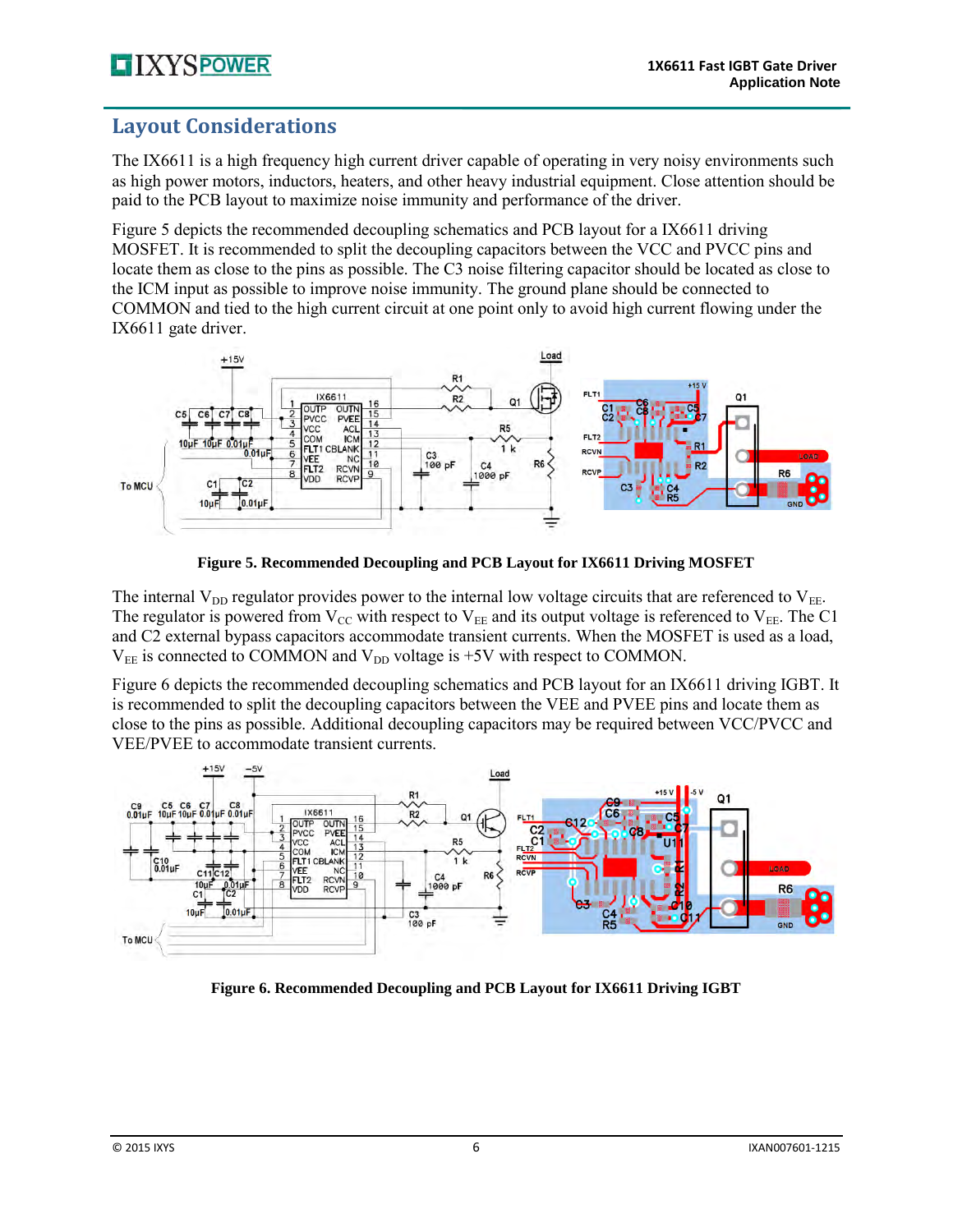## Layout Considerations

The IX6611 is a high frequency high current driver capable of operating in very noisy environments such as high power motors, inductors, heaters, and other heavy industrial equipment. Close attention should be paid to the PCB layout to maximize noise immunity and performance of the driver.

Figure 5 depicts the recommended decoupling schematics and PCB layout for a IX6611 driving MOSFET. It is recommended to split the decoupling capacitors between the VCC and PVCC pins and locate them as close to the pins as possible. The C3 noise filtering capacitor should be located as close to the ICM input as possible to improve noise immunity. The ground plane should be connected to COMMON and tied to the high current circuit at one point only to avoid high current flowing under the IX6611 gate driver.

**Figure 5. Recommended Decoupling and PCB Layout for IX6611 Driving MOSFET**

The internal $V_{DD}$ regulator provides power to the internal low voltage circuits that are referenced to $V_{EE}$. The regulator is powered from $V_{CC}$ with respect to $V_{EE}$ and its output voltage is referenced to $V_{EE}$. The C1 and C2 external bypass capacitors accommodate transient currents. When the MOSFET is used as a load, $V_{EE}$ is connected to COMMON and $V_{DD}$ voltage is +5V with respect to COMMON.

Figure 6 depicts the recommended decoupling schematics and PCB layout for an IX6611 driving IGBT. It is recommended to split the decoupling capacitors between the VEE and PVEE pins and locate them as close to the pins as possible. Additional decoupling capacitors may be required between VCC/PVCC and VEE/PVEE to accommodate transient currents.

**Figure 6. Recommended Decoupling and PCB Layout for IX6611 Driving IGBT**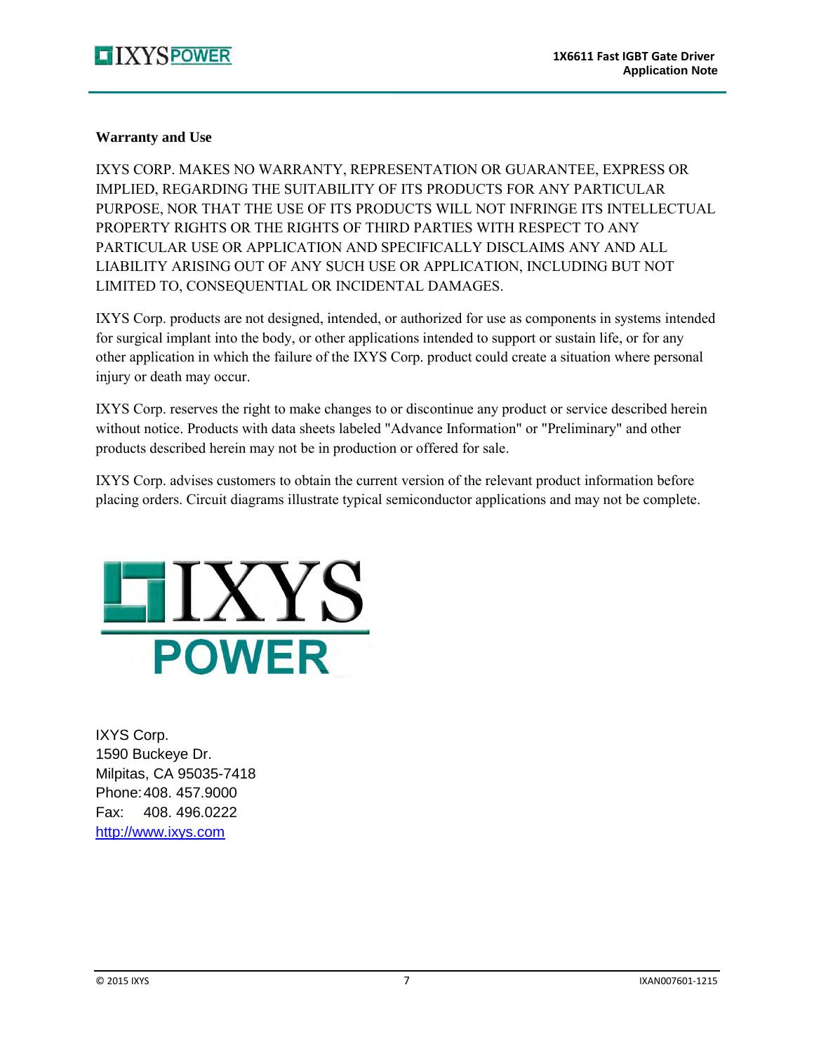**Warranty and Use**

IXYS CORP. MAKES NO WARRANTY, REPRESENTATION OR GUARANTEE, EXPRESS OR IMPLIED, REGARDING THE SUITABILITY OF ITS PRODUCTS FOR ANY PARTICULAR PURPOSE, NOR THAT THE USE OF ITS PRODUCTS WILL NOT INFRINGE ITS INTELLECTUAL PROPERTY RIGHTS OR THE RIGHTS OF THIRD PARTIES WITH RESPECT TO ANY PARTICULAR USE OR APPLICATION AND SPECIFICALLY DISCLAIMS ANY AND ALL LIABILITY ARISING OUT OF ANY SUCH USE OR APPLICATION, INCLUDING BUT NOT LIMITED TO, CONSEQUENTIAL OR INCIDENTAL DAMAGES.

IXYS Corp. products are not designed, intended, or authorized for use as components in systems intended for surgical implant into the body, or other applications intended to support or sustain life, or for any other application in which the failure of the IXYS Corp. product could create a situation where personal injury or death may occur.

IXYS Corp. reserves the right to make changes to or discontinue any product or service described herein without notice. Products with data sheets labeled "Advance Information" or "Preliminary" and other products described herein may not be in production or offered for sale.

IXYS Corp. advises customers to obtain the current version of the relevant product information before placing orders. Circuit diagrams illustrate typical semiconductor applications and may not be complete.

IXYS POWER

IXYS Corp.
1590 Buckeye Dr.
Milpitas, CA 95035-7418
Phone: 408. 457.9000
Fax: 408. 496.0222
http://www.ixys.com